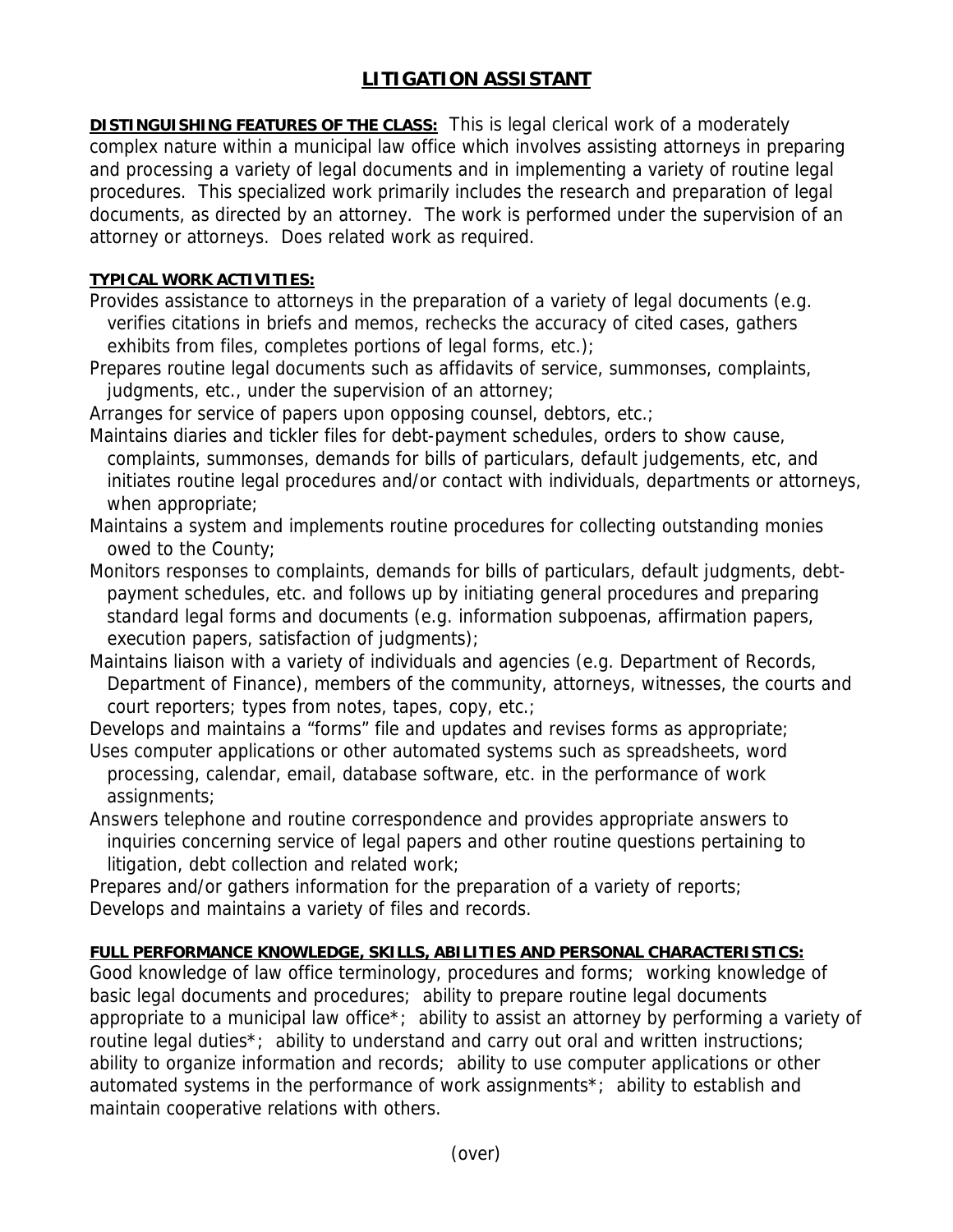# LITIGATION ASSISTANT

**DISTINGUISHING FEATURES OF THE CLASS:** This is legal clerical work of a moderately complex nature within a municipal law office which involves assisting attorneys in preparing and processing a variety of legal documents and in implementing a variety of routine legal procedures. This specialized work primarily includes the research and preparation of legal documents, as directed by an attorney. The work is performed under the supervision of an attorney or attorneys. Does related work as required.

**TYPICAL WORK ACTIVITIES:**

Provides assistance to attorneys in the preparation of a variety of legal documents (e.g. verifies citations in briefs and memos, rechecks the accuracy of cited cases, gathers exhibits from files, completes portions of legal forms, etc.);

Prepares routine legal documents such as affidavits of service, summonses, complaints, judgments, etc., under the supervision of an attorney;

Arranges for service of papers upon opposing counsel, debtors, etc.;

Maintains diaries and tickler files for debt-payment schedules, orders to show cause, complaints, summonses, demands for bills of particulars, default judgements, etc, and initiates routine legal procedures and/or contact with individuals, departments or attorneys, when appropriate;

Maintains a system and implements routine procedures for collecting outstanding monies owed to the County;

Monitors responses to complaints, demands for bills of particulars, default judgments, debt-payment schedules, etc. and follows up by initiating general procedures and preparing standard legal forms and documents (e.g. information subpoenas, affirmation papers, execution papers, satisfaction of judgments);

Maintains liaison with a variety of individuals and agencies (e.g. Department of Records, Department of Finance), members of the community, attorneys, witnesses, the courts and court reporters; types from notes, tapes, copy, etc.;

Develops and maintains a "forms" file and updates and revises forms as appropriate;

Uses computer applications or other automated systems such as spreadsheets, word processing, calendar, email, database software, etc. in the performance of work assignments;

Answers telephone and routine correspondence and provides appropriate answers to inquiries concerning service of legal papers and other routine questions pertaining to litigation, debt collection and related work;

Prepares and/or gathers information for the preparation of a variety of reports;

Develops and maintains a variety of files and records.

**FULL PERFORMANCE KNOWLEDGE, SKILLS, ABILITIES AND PERSONAL CHARACTERISTICS:**

Good knowledge of law office terminology, procedures and forms; working knowledge of basic legal documents and procedures; ability to prepare routine legal documents appropriate to a municipal law office*; ability to assist an attorney by performing a variety of routine legal duties*; ability to understand and carry out oral and written instructions; ability to organize information and records; ability to use computer applications or other automated systems in the performance of work assignments*; ability to establish and maintain cooperative relations with others.

(over)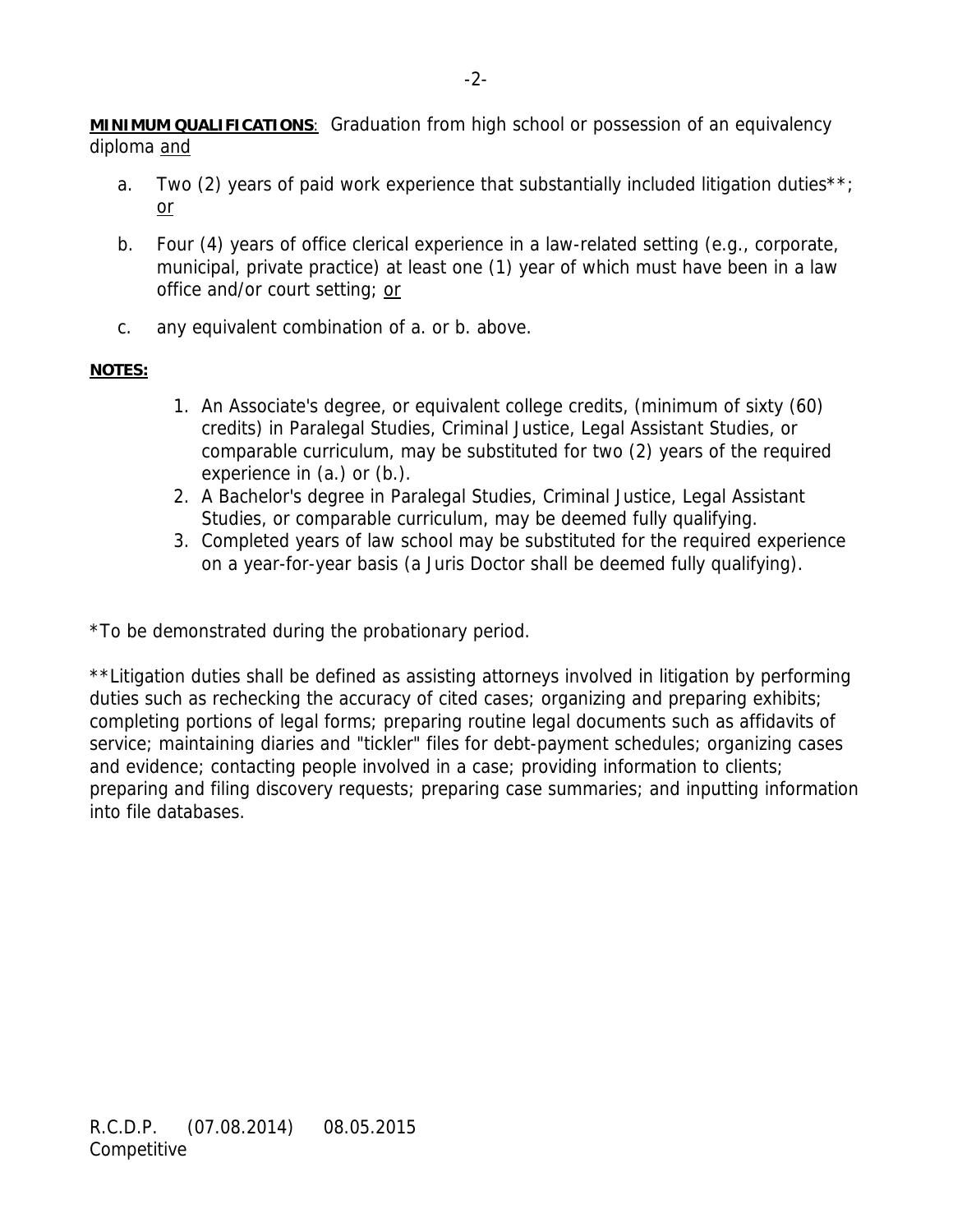**MINIMUM QUALIFICATIONS**: Graduation from high school or possession of an equivalency diploma and

a. Two (2) years of paid work experience that substantially included litigation duties**; or

b. Four (4) years of office clerical experience in a law-related setting (e.g., corporate, municipal, private practice) at least one (1) year of which must have been in a law office and/or court setting; or

c. any equivalent combination of a. or b. above.

**NOTES:**

1. An Associate's degree, or equivalent college credits, (minimum of sixty (60) credits) in Paralegal Studies, Criminal Justice, Legal Assistant Studies, or comparable curriculum, may be substituted for two (2) years of the required experience in (a.) or (b.).
2. A Bachelor's degree in Paralegal Studies, Criminal Justice, Legal Assistant Studies, or comparable curriculum, may be deemed fully qualifying.
3. Completed years of law school may be substituted for the required experience on a year-for-year basis (a Juris Doctor shall be deemed fully qualifying).

*To be demonstrated during the probationary period.

**Litigation duties shall be defined as assisting attorneys involved in litigation by performing duties such as rechecking the accuracy of cited cases; organizing and preparing exhibits; completing portions of legal forms; preparing routine legal documents such as affidavits of service; maintaining diaries and "tickler" files for debt-payment schedules; organizing cases and evidence; contacting people involved in a case; providing information to clients; preparing and filing discovery requests; preparing case summaries; and inputting information into file databases.

R.C.D.P. (07.08.2014) 08.05.2015
Competitive